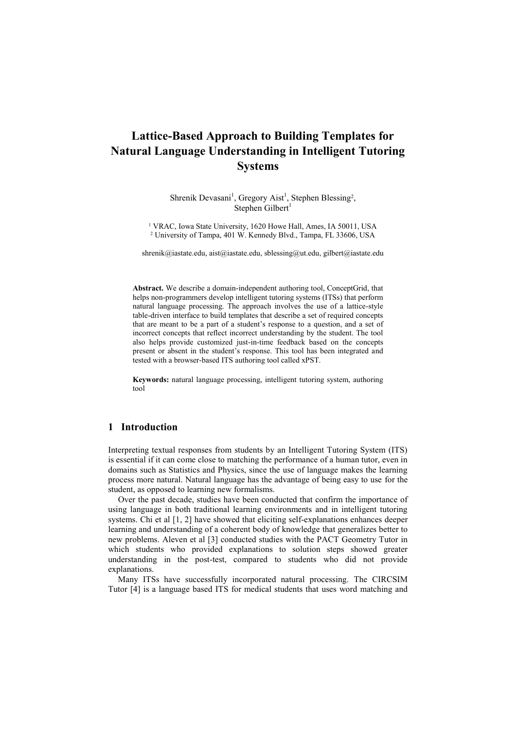# Lattice-Based Approach to Building Templates for Natural Language Understanding in Intelligent Tutoring Systems

Shrenik Devasani[1], Gregory Aist[1], Stephen Blessing[2], Stephen Gilbert[1]

[1] VRAC, Iowa State University, 1620 Howe Hall, Ames, IA 50011, USA
[2] University of Tampa, 401 W. Kennedy Blvd., Tampa, FL 33606, USA

shrenik@iastate.edu, aist@iastate.edu, sblessing@ut.edu, gilbert@iastate.edu

**Abstract.** We describe a domain-independent authoring tool, ConceptGrid, that helps non-programmers develop intelligent tutoring systems (ITSs) that perform natural language processing. The approach involves the use of a lattice-style table-driven interface to build templates that describe a set of required concepts that are meant to be a part of a student's response to a question, and a set of incorrect concepts that reflect incorrect understanding by the student. The tool also helps provide customized just-in-time feedback based on the concepts present or absent in the student's response. This tool has been integrated and tested with a browser-based ITS authoring tool called xPST.

**Keywords:** natural language processing, intelligent tutoring system, authoring tool

## 1 Introduction

Interpreting textual responses from students by an Intelligent Tutoring System (ITS) is essential if it can come close to matching the performance of a human tutor, even in domains such as Statistics and Physics, since the use of language makes the learning process more natural. Natural language has the advantage of being easy to use for the student, as opposed to learning new formalisms.

Over the past decade, studies have been conducted that confirm the importance of using language in both traditional learning environments and in intelligent tutoring systems. Chi et al [1, 2] have showed that eliciting self-explanations enhances deeper learning and understanding of a coherent body of knowledge that generalizes better to new problems. Aleven et al [3] conducted studies with the PACT Geometry Tutor in which students who provided explanations to solution steps showed greater understanding in the post-test, compared to students who did not provide explanations.

Many ITSs have successfully incorporated natural processing. The CIRCSIM Tutor [4] is a language based ITS for medical students that uses word matching and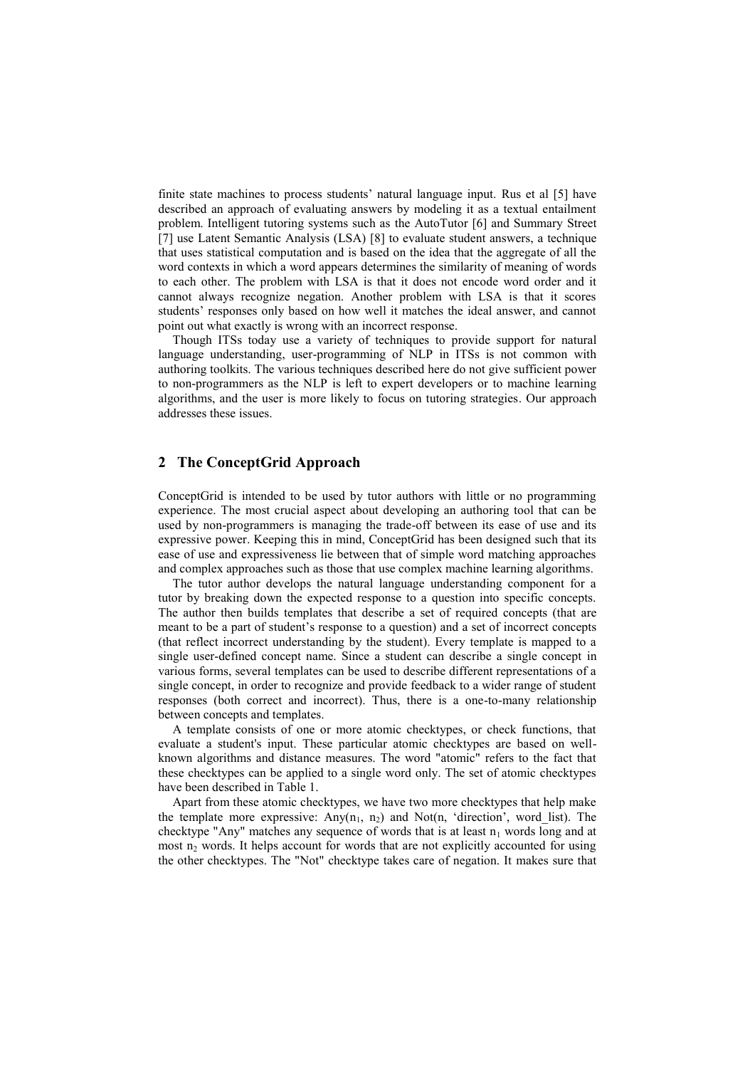finite state machines to process students' natural language input. Rus et al [5] have described an approach of evaluating answers by modeling it as a textual entailment problem. Intelligent tutoring systems such as the AutoTutor [6] and Summary Street [7] use Latent Semantic Analysis (LSA) [8] to evaluate student answers, a technique that uses statistical computation and is based on the idea that the aggregate of all the word contexts in which a word appears determines the similarity of meaning of words to each other. The problem with LSA is that it does not encode word order and it cannot always recognize negation. Another problem with LSA is that it scores students' responses only based on how well it matches the ideal answer, and cannot point out what exactly is wrong with an incorrect response.

Though ITSs today use a variety of techniques to provide support for natural language understanding, user-programming of NLP in ITSs is not common with authoring toolkits. The various techniques described here do not give sufficient power to non-programmers as the NLP is left to expert developers or to machine learning algorithms, and the user is more likely to focus on tutoring strategies. Our approach addresses these issues.

## 2 The ConceptGrid Approach

ConceptGrid is intended to be used by tutor authors with little or no programming experience. The most crucial aspect about developing an authoring tool that can be used by non-programmers is managing the trade-off between its ease of use and its expressive power. Keeping this in mind, ConceptGrid has been designed such that its ease of use and expressiveness lie between that of simple word matching approaches and complex approaches such as those that use complex machine learning algorithms.

The tutor author develops the natural language understanding component for a tutor by breaking down the expected response to a question into specific concepts. The author then builds templates that describe a set of required concepts (that are meant to be a part of student's response to a question) and a set of incorrect concepts (that reflect incorrect understanding by the student). Every template is mapped to a single user-defined concept name. Since a student can describe a single concept in various forms, several templates can be used to describe different representations of a single concept, in order to recognize and provide feedback to a wider range of student responses (both correct and incorrect). Thus, there is a one-to-many relationship between concepts and templates.

A template consists of one or more atomic checktypes, or check functions, that evaluate a student's input. These particular atomic checktypes are based on well-known algorithms and distance measures. The word "atomic" refers to the fact that these checktypes can be applied to a single word only. The set of atomic checktypes have been described in Table 1.

Apart from these atomic checktypes, we have two more checktypes that help make the template more expressive: Any($n_1$, $n_2$) and Not(n, 'direction', word_list). The checktype "Any" matches any sequence of words that is at least $n_1$ words long and at most $n_2$ words. It helps account for words that are not explicitly accounted for using the other checktypes. The "Not" checktype takes care of negation. It makes sure that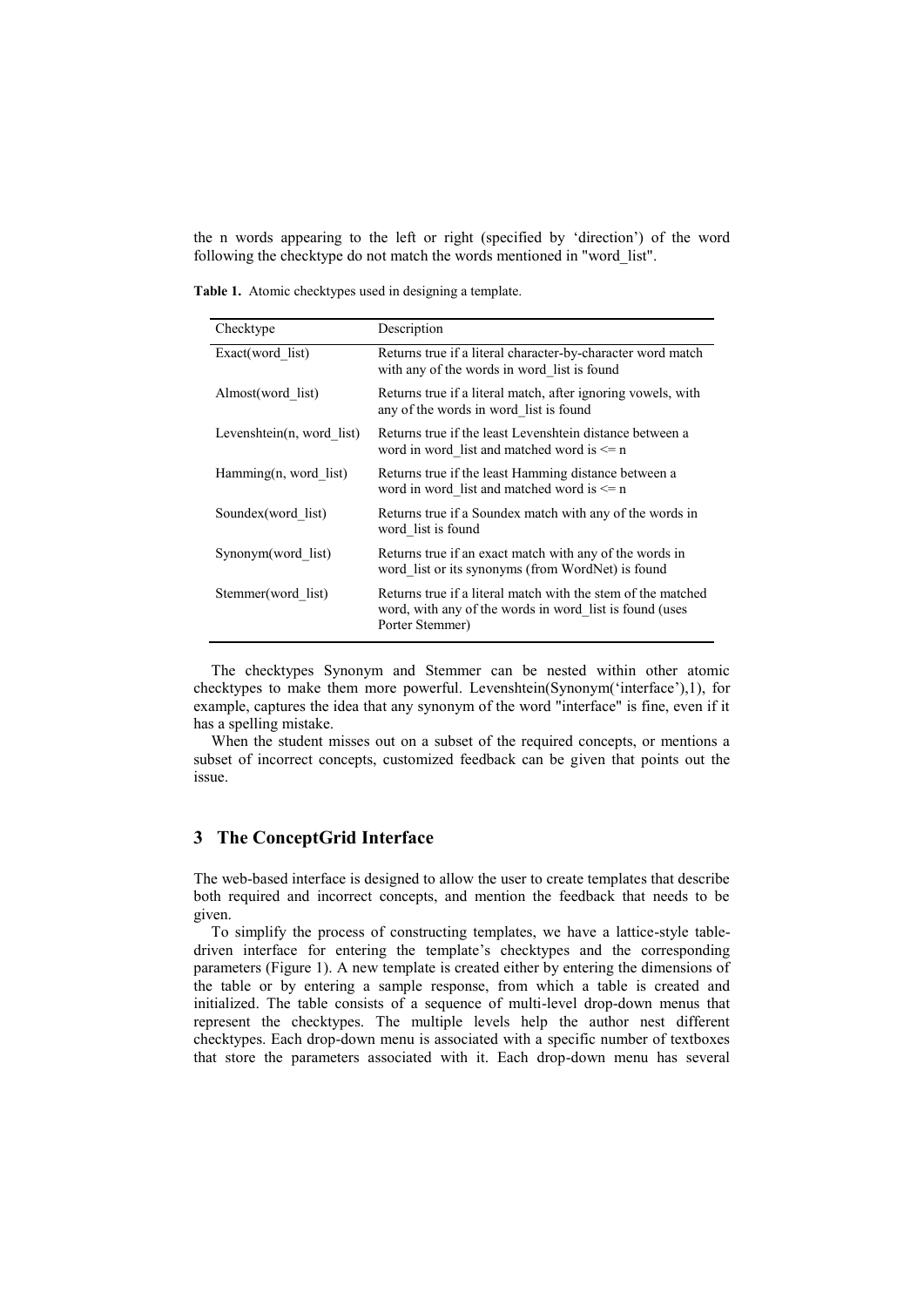the n words appearing to the left or right (specified by 'direction') of the word following the checktype do not match the words mentioned in "word_list".

**Table 1.** Atomic checktypes used in designing a template.

| Checktype | Description |
|---|---|
| Exact(word_list) | Returns true if a literal character-by-character word match with any of the words in word_list is found |
| Almost(word_list) | Returns true if a literal match, after ignoring vowels, with any of the words in word_list is found |
| Levenshtein(n, word_list) | Returns true if the least Levenshtein distance between a word in word_list and matched word is <= n |
| Hamming(n, word_list) | Returns true if the least Hamming distance between a word in word_list and matched word is <= n |
| Soundex(word_list) | Returns true if a Soundex match with any of the words in word_list is found |
| Synonym(word_list) | Returns true if an exact match with any of the words in word_list or its synonyms (from WordNet) is found |
| Stemmer(word_list) | Returns true if a literal match with the stem of the matched word, with any of the words in word_list is found (uses Porter Stemmer) |

The checktypes Synonym and Stemmer can be nested within other atomic checktypes to make them more powerful. Levenshtein(Synonym('interface'),1), for example, captures the idea that any synonym of the word "interface" is fine, even if it has a spelling mistake.

When the student misses out on a subset of the required concepts, or mentions a subset of incorrect concepts, customized feedback can be given that points out the issue.

## 3 The ConceptGrid Interface

The web-based interface is designed to allow the user to create templates that describe both required and incorrect concepts, and mention the feedback that needs to be given.

To simplify the process of constructing templates, we have a lattice-style table-driven interface for entering the template's checktypes and the corresponding parameters (Figure 1). A new template is created either by entering the dimensions of the table or by entering a sample response, from which a table is created and initialized. The table consists of a sequence of multi-level drop-down menus that represent the checktypes. The multiple levels help the author nest different checktypes. Each drop-down menu is associated with a specific number of textboxes that store the parameters associated with it. Each drop-down menu has several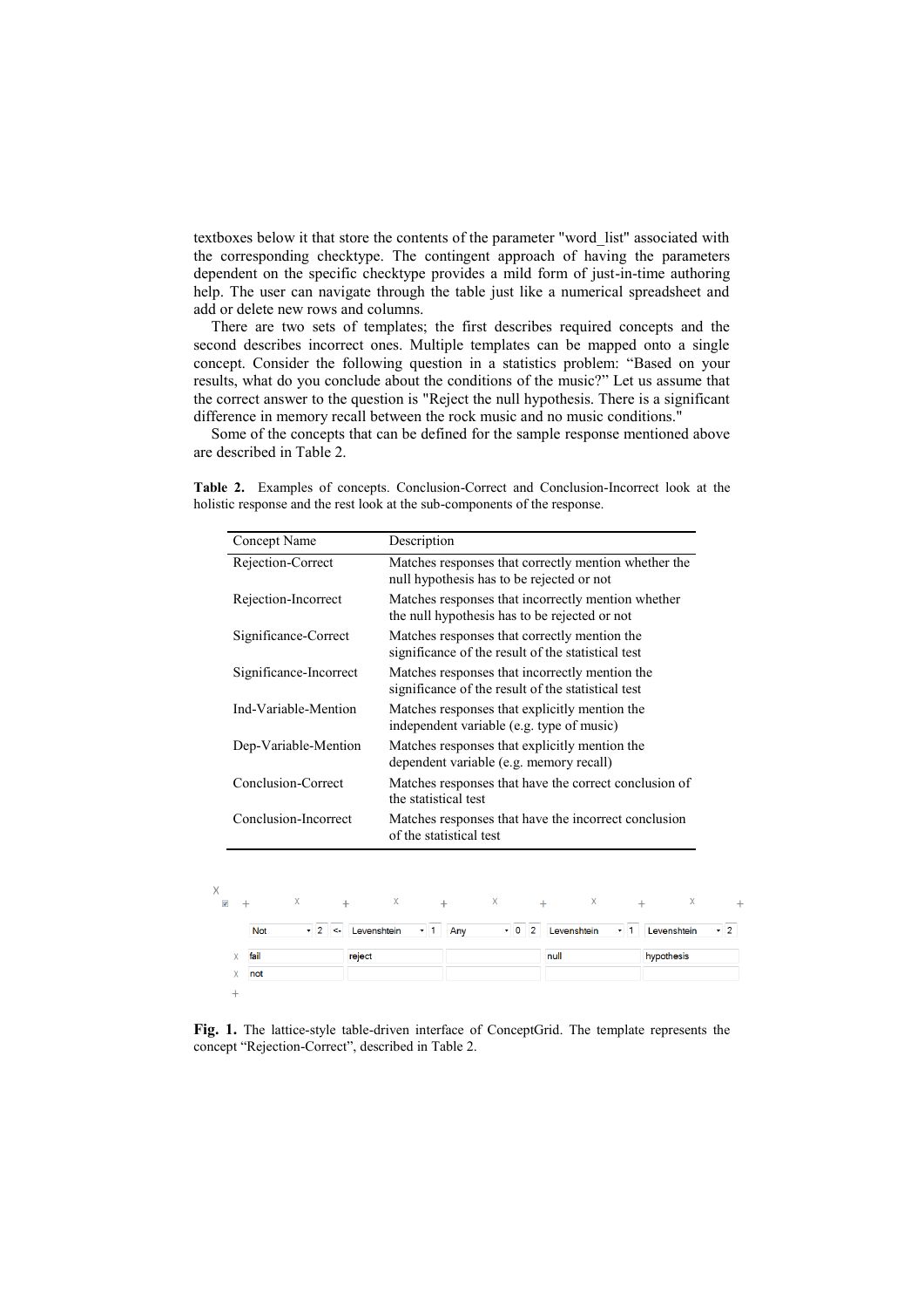textboxes below it that store the contents of the parameter "word_list" associated with the corresponding checktype. The contingent approach of having the parameters dependent on the specific checktype provides a mild form of just-in-time authoring help. The user can navigate through the table just like a numerical spreadsheet and add or delete new rows and columns.

There are two sets of templates; the first describes required concepts and the second describes incorrect ones. Multiple templates can be mapped onto a single concept. Consider the following question in a statistics problem: "Based on your results, what do you conclude about the conditions of the music?" Let us assume that the correct answer to the question is "Reject the null hypothesis. There is a significant difference in memory recall between the rock music and no music conditions."

Some of the concepts that can be defined for the sample response mentioned above are described in Table 2.

**Table 2.** Examples of concepts. Conclusion-Correct and Conclusion-Incorrect look at the holistic response and the rest look at the sub-components of the response.

| Concept Name | Description |
|---|---|
| Rejection-Correct | Matches responses that correctly mention whether the null hypothesis has to be rejected or not |
| Rejection-Incorrect | Matches responses that incorrectly mention whether the null hypothesis has to be rejected or not |
| Significance-Correct | Matches responses that correctly mention the significance of the result of the statistical test |
| Significance-Incorrect | Matches responses that incorrectly mention the significance of the result of the statistical test |
| Ind-Variable-Mention | Matches responses that explicitly mention the independent variable (e.g. type of music) |
| Dep-Variable-Mention | Matches responses that explicitly mention the dependent variable (e.g. memory recall) |
| Conclusion-Correct | Matches responses that have the correct conclusion of the statistical test |
| Conclusion-Incorrect | Matches responses that have the incorrect conclusion of the statistical test |

| Not 2 <- | Levenshtein 1 | Any 0 2 | Levenshtein 1 | Levenshtein 2 |
|---|---|---|---|---|
| fail | reject | | null | hypothesis |
| not | | | | |

**Fig. 1.** The lattice-style table-driven interface of ConceptGrid. The template represents the concept "Rejection-Correct", described in Table 2.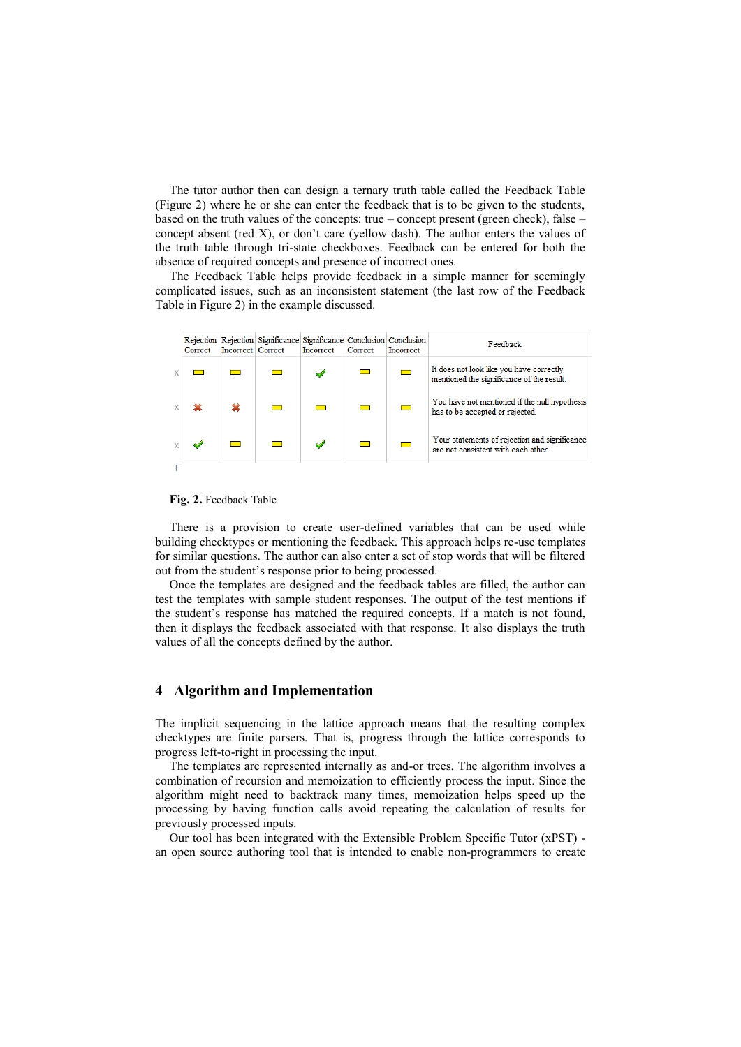The tutor author then can design a ternary truth table called the Feedback Table (Figure 2) where he or she can enter the feedback that is to be given to the students, based on the truth values of the concepts: true – concept present (green check), false – concept absent (red X), or don't care (yellow dash). The author enters the values of the truth table through tri-state checkboxes. Feedback can be entered for both the absence of required concepts and presence of incorrect ones.

The Feedback Table helps provide feedback in a simple manner for seemingly complicated issues, such as an inconsistent statement (the last row of the Feedback Table in Figure 2) in the example discussed.

| | Rejection Correct | Rejection Incorrect | Significance Correct | Significance Incorrect | Conclusion Correct | Conclusion Incorrect | Feedback |
|---|---|---|---|---|---|---|---|
| x | – | – | – | ✓ | – | – | It does not look like you have correctly mentioned the significance of the result. |
| x | ✗ | ✗ | – | – | – | – | You have not mentioned if the null hypothesis has to be accepted or rejected. |
| x | ✓ | – | – | ✓ | – | – | Your statements of rejection and significance are not consistent with each other. |
| + | | | | | | | |

**Fig. 2.** Feedback Table

There is a provision to create user-defined variables that can be used while building checktypes or mentioning the feedback. This approach helps re-use templates for similar questions. The author can also enter a set of stop words that will be filtered out from the student's response prior to being processed.

Once the templates are designed and the feedback tables are filled, the author can test the templates with sample student responses. The output of the test mentions if the student's response has matched the required concepts. If a match is not found, then it displays the feedback associated with that response. It also displays the truth values of all the concepts defined by the author.

## 4 Algorithm and Implementation

The implicit sequencing in the lattice approach means that the resulting complex checktypes are finite parsers. That is, progress through the lattice corresponds to progress left-to-right in processing the input.

The templates are represented internally as and-or trees. The algorithm involves a combination of recursion and memoization to efficiently process the input. Since the algorithm might need to backtrack many times, memoization helps speed up the processing by having function calls avoid repeating the calculation of results for previously processed inputs.

Our tool has been integrated with the Extensible Problem Specific Tutor (xPST) - an open source authoring tool that is intended to enable non-programmers to create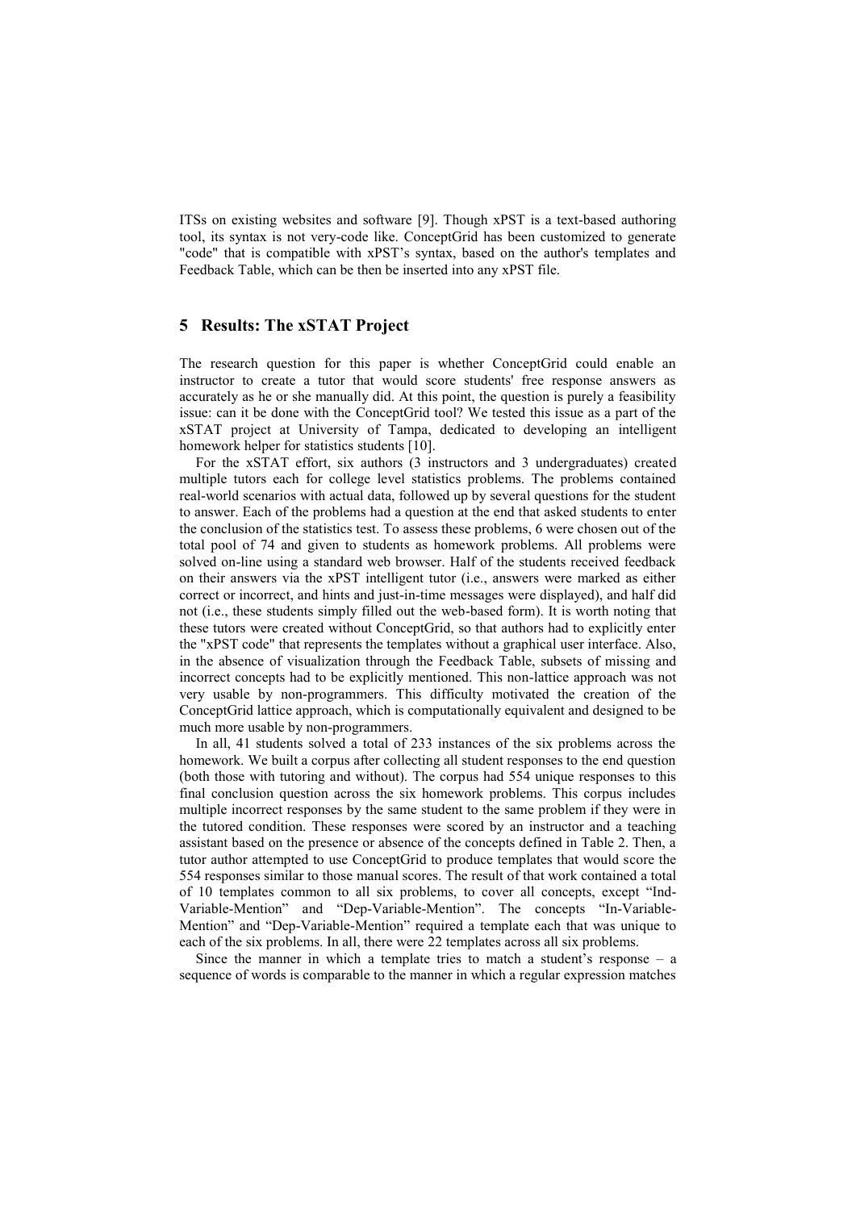ITSs on existing websites and software [9]. Though xPST is a text-based authoring tool, its syntax is not very-code like. ConceptGrid has been customized to generate "code" that is compatible with xPST's syntax, based on the author's templates and Feedback Table, which can be then be inserted into any xPST file.

## 5 Results: The xSTAT Project

The research question for this paper is whether ConceptGrid could enable an instructor to create a tutor that would score students' free response answers as accurately as he or she manually did. At this point, the question is purely a feasibility issue: can it be done with the ConceptGrid tool? We tested this issue as a part of the xSTAT project at University of Tampa, dedicated to developing an intelligent homework helper for statistics students [10].

For the xSTAT effort, six authors (3 instructors and 3 undergraduates) created multiple tutors each for college level statistics problems. The problems contained real-world scenarios with actual data, followed up by several questions for the student to answer. Each of the problems had a question at the end that asked students to enter the conclusion of the statistics test. To assess these problems, 6 were chosen out of the total pool of 74 and given to students as homework problems. All problems were solved on-line using a standard web browser. Half of the students received feedback on their answers via the xPST intelligent tutor (i.e., answers were marked as either correct or incorrect, and hints and just-in-time messages were displayed), and half did not (i.e., these students simply filled out the web-based form). It is worth noting that these tutors were created without ConceptGrid, so that authors had to explicitly enter the "xPST code" that represents the templates without a graphical user interface. Also, in the absence of visualization through the Feedback Table, subsets of missing and incorrect concepts had to be explicitly mentioned. This non-lattice approach was not very usable by non-programmers. This difficulty motivated the creation of the ConceptGrid lattice approach, which is computationally equivalent and designed to be much more usable by non-programmers.

In all, 41 students solved a total of 233 instances of the six problems across the homework. We built a corpus after collecting all student responses to the end question (both those with tutoring and without). The corpus had 554 unique responses to this final conclusion question across the six homework problems. This corpus includes multiple incorrect responses by the same student to the same problem if they were in the tutored condition. These responses were scored by an instructor and a teaching assistant based on the presence or absence of the concepts defined in Table 2. Then, a tutor author attempted to use ConceptGrid to produce templates that would score the 554 responses similar to those manual scores. The result of that work contained a total of 10 templates common to all six problems, to cover all concepts, except "Ind-Variable-Mention" and "Dep-Variable-Mention". The concepts "In-Variable-Mention" and "Dep-Variable-Mention" required a template each that was unique to each of the six problems. In all, there were 22 templates across all six problems.

Since the manner in which a template tries to match a student's response – a sequence of words is comparable to the manner in which a regular expression matches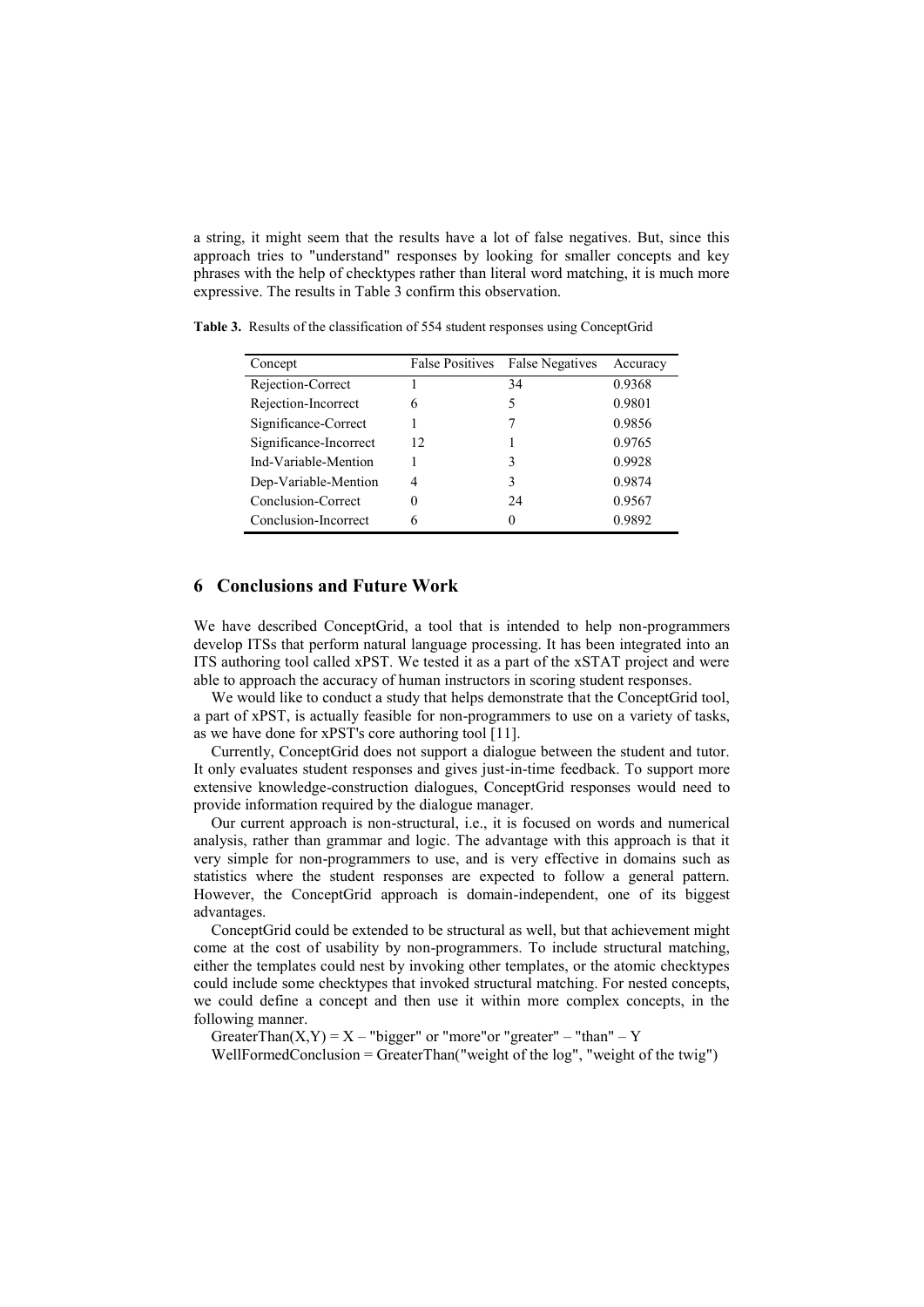a string, it might seem that the results have a lot of false negatives. But, since this approach tries to "understand" responses by looking for smaller concepts and key phrases with the help of checktypes rather than literal word matching, it is much more expressive. The results in Table 3 confirm this observation.

**Table 3.** Results of the classification of 554 student responses using ConceptGrid

| Concept | False Positives | False Negatives | Accuracy |
|---|---|---|---|
| Rejection-Correct | 1 | 34 | 0.9368 |
| Rejection-Incorrect | 6 | 5 | 0.9801 |
| Significance-Correct | 1 | 7 | 0.9856 |
| Significance-Incorrect | 12 | 1 | 0.9765 |
| Ind-Variable-Mention | 1 | 3 | 0.9928 |
| Dep-Variable-Mention | 4 | 3 | 0.9874 |
| Conclusion-Correct | 0 | 24 | 0.9567 |
| Conclusion-Incorrect | 6 | 0 | 0.9892 |

## 6 Conclusions and Future Work

We have described ConceptGrid, a tool that is intended to help non-programmers develop ITSs that perform natural language processing. It has been integrated into an ITS authoring tool called xPST. We tested it as a part of the xSTAT project and were able to approach the accuracy of human instructors in scoring student responses.

We would like to conduct a study that helps demonstrate that the ConceptGrid tool, a part of xPST, is actually feasible for non-programmers to use on a variety of tasks, as we have done for xPST's core authoring tool [11].

Currently, ConceptGrid does not support a dialogue between the student and tutor. It only evaluates student responses and gives just-in-time feedback. To support more extensive knowledge-construction dialogues, ConceptGrid responses would need to provide information required by the dialogue manager.

Our current approach is non-structural, i.e., it is focused on words and numerical analysis, rather than grammar and logic. The advantage with this approach is that it very simple for non-programmers to use, and is very effective in domains such as statistics where the student responses are expected to follow a general pattern. However, the ConceptGrid approach is domain-independent, one of its biggest advantages.

ConceptGrid could be extended to be structural as well, but that achievement might come at the cost of usability by non-programmers. To include structural matching, either the templates could nest by invoking other templates, or the atomic checktypes could include some checktypes that invoked structural matching. For nested concepts, we could define a concept and then use it within more complex concepts, in the following manner.

GreaterThan(X,Y) = X – "bigger" or "more"or "greater" – "than" – Y

WellFormedConclusion = GreaterThan("weight of the log", "weight of the twig")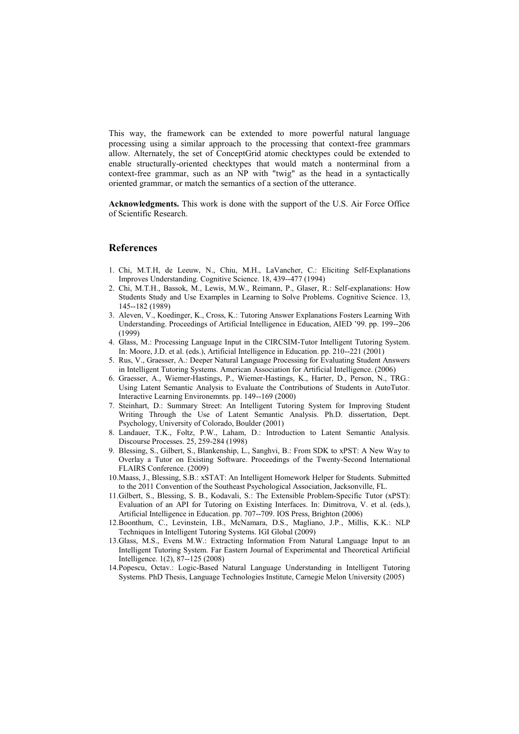This way, the framework can be extended to more powerful natural language processing using a similar approach to the processing that context-free grammars allow. Alternately, the set of ConceptGrid atomic checktypes could be extended to enable structurally-oriented checktypes that would match a nonterminal from a context-free grammar, such as an NP with "twig" as the head in a syntactically oriented grammar, or match the semantics of a section of the utterance.

**Acknowledgments.** This work is done with the support of the U.S. Air Force Office of Scientific Research.

## References

1. Chi, M.T.H, de Leeuw, N., Chiu, M.H., LaVancher, C.: Eliciting Self-Explanations Improves Understanding. Cognitive Science. 18, 439--477 (1994)
2. Chi, M.T.H., Bassok, M., Lewis, M.W., Reimann, P., Glaser, R.: Self-explanations: How Students Study and Use Examples in Learning to Solve Problems. Cognitive Science. 13, 145--182 (1989)
3. Aleven, V., Koedinger, K., Cross, K.: Tutoring Answer Explanations Fosters Learning With Understanding. Proceedings of Artificial Intelligence in Education, AIED '99. pp. 199--206 (1999)
4. Glass, M.: Processing Language Input in the CIRCSIM-Tutor Intelligent Tutoring System. In: Moore, J.D. et al. (eds.), Artificial Intelligence in Education. pp. 210--221 (2001)
5. Rus, V., Graesser, A.: Deeper Natural Language Processing for Evaluating Student Answers in Intelligent Tutoring Systems. American Association for Artificial Intelligence. (2006)
6. Graesser, A., Wiemer-Hastings, P., Wiemer-Hastings, K., Harter, D., Person, N., TRG.: Using Latent Semantic Analysis to Evaluate the Contributions of Students in AutoTutor. Interactive Learning Environemnts. pp. 149--169 (2000)
7. Steinhart, D.: Summary Street: An Intelligent Tutoring System for Improving Student Writing Through the Use of Latent Semantic Analysis. Ph.D. dissertation, Dept. Psychology, University of Colorado, Boulder (2001)
8. Landauer, T.K., Foltz, P.W., Laham, D.: Introduction to Latent Semantic Analysis. Discourse Processes. 25, 259-284 (1998)
9. Blessing, S., Gilbert, S., Blankenship, L., Sanghvi, B.: From SDK to xPST: A New Way to Overlay a Tutor on Existing Software. Proceedings of the Twenty-Second International FLAIRS Conference. (2009)
10. Maass, J., Blessing, S.B.: xSTAT: An Intelligent Homework Helper for Students. Submitted to the 2011 Convention of the Southeast Psychological Association, Jacksonville, FL.
11. Gilbert, S., Blessing, S. B., Kodavali, S.: The Extensible Problem-Specific Tutor (xPST): Evaluation of an API for Tutoring on Existing Interfaces. In: Dimitrova, V. et al. (eds.), Artificial Intelligence in Education. pp. 707--709. IOS Press, Brighton (2006)
12. Boonthum, C., Levinstein, I.B., McNamara, D.S., Magliano, J.P., Millis, K.K.: NLP Techniques in Intelligent Tutoring Systems. IGI Global (2009)
13. Glass, M.S., Evens M.W.: Extracting Information From Natural Language Input to an Intelligent Tutoring System. Far Eastern Journal of Experimental and Theoretical Artificial Intelligence. 1(2), 87--125 (2008)
14. Popescu, Octav.: Logic-Based Natural Language Understanding in Intelligent Tutoring Systems. PhD Thesis, Language Technologies Institute, Carnegie Melon University (2005)